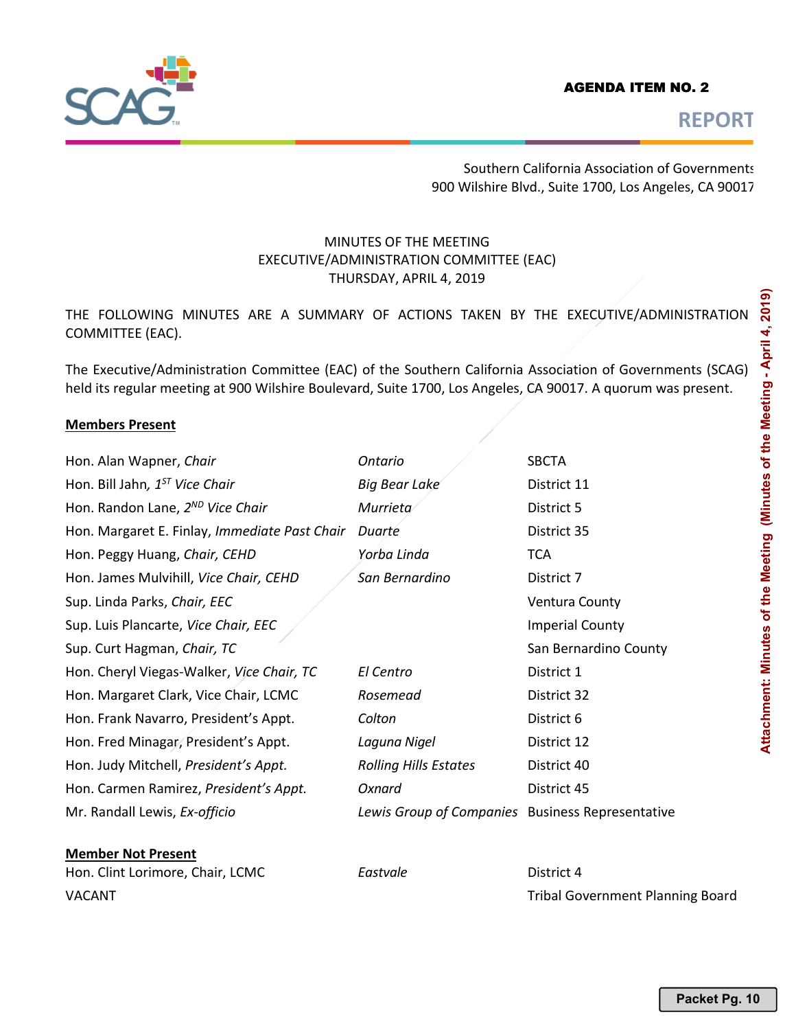**AGENDA ITEM NO. 2**

**REPORT**

Southern California Association of Governments
900 Wilshire Blvd., Suite 1700, Los Angeles, CA 90017

MINUTES OF THE MEETING
EXECUTIVE/ADMINISTRATION COMMITTEE (EAC)
THURSDAY, APRIL 4, 2019

THE FOLLOWING MINUTES ARE A SUMMARY OF ACTIONS TAKEN BY THE EXECUTIVE/ADMINISTRATION COMMITTEE (EAC).

The Executive/Administration Committee (EAC) of the Southern California Association of Governments (SCAG) held its regular meeting at 900 Wilshire Boulevard, Suite 1700, Los Angeles, CA 90017. A quorum was present.

**Members Present**

| | | |
|---|---|---|
| Hon. Alan Wapner, *Chair* | *Ontario* | SBCTA |
| Hon. Bill Jahn, *1ST Vice Chair* | *Big Bear Lake* | District 11 |
| Hon. Randon Lane, *2ND Vice Chair* | *Murrieta* | District 5 |
| Hon. Margaret E. Finlay, *Immediate Past Chair* | *Duarte* | District 35 |
| Hon. Peggy Huang, *Chair, CEHD* | *Yorba Linda* | TCA |
| Hon. James Mulvihill, *Vice Chair, CEHD* | *San Bernardino* | District 7 |
| Sup. Linda Parks, *Chair, EEC* | | Ventura County |
| Sup. Luis Plancarte, *Vice Chair, EEC* | | Imperial County |
| Sup. Curt Hagman, *Chair, TC* | | San Bernardino County |
| Hon. Cheryl Viegas-Walker, *Vice Chair, TC* | *El Centro* | District 1 |
| Hon. Margaret Clark, Vice Chair, LCMC | *Rosemead* | District 32 |
| Hon. Frank Navarro, President's Appt. | *Colton* | District 6 |
| Hon. Fred Minagar, President's Appt. | *Laguna Nigel* | District 12 |
| Hon. Judy Mitchell, *President's Appt.* | *Rolling Hills Estates* | District 40 |
| Hon. Carmen Ramirez, *President's Appt.* | *Oxnard* | District 45 |
| Mr. Randall Lewis, *Ex-officio* | *Lewis Group of Companies* | Business Representative |

**Member Not Present**

| | | |
|---|---|---|
| Hon. Clint Lorimore, Chair, LCMC | *Eastvale* | District 4 |
| VACANT | | Tribal Government Planning Board |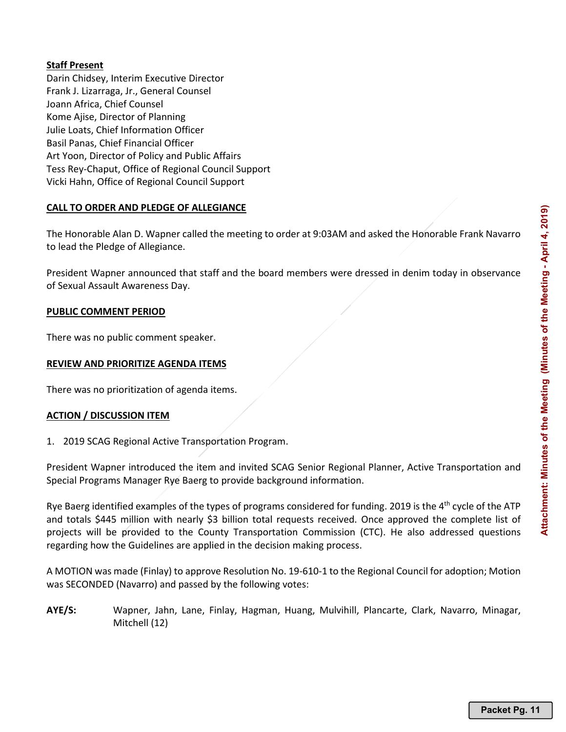**Staff Present**

Darin Chidsey, Interim Executive Director
Frank J. Lizarraga, Jr., General Counsel
Joann Africa, Chief Counsel
Kome Ajise, Director of Planning
Julie Loats, Chief Information Officer
Basil Panas, Chief Financial Officer
Art Yoon, Director of Policy and Public Affairs
Tess Rey-Chaput, Office of Regional Council Support
Vicki Hahn, Office of Regional Council Support

**CALL TO ORDER AND PLEDGE OF ALLEGIANCE**

The Honorable Alan D. Wapner called the meeting to order at 9:03AM and asked the Honorable Frank Navarro to lead the Pledge of Allegiance.

President Wapner announced that staff and the board members were dressed in denim today in observance of Sexual Assault Awareness Day.

**PUBLIC COMMENT PERIOD**

There was no public comment speaker.

**REVIEW AND PRIORITIZE AGENDA ITEMS**

There was no prioritization of agenda items.

**ACTION / DISCUSSION ITEM**

1. 2019 SCAG Regional Active Transportation Program.

President Wapner introduced the item and invited SCAG Senior Regional Planner, Active Transportation and Special Programs Manager Rye Baerg to provide background information.

Rye Baerg identified examples of the types of programs considered for funding. 2019 is the 4th cycle of the ATP and totals $445 million with nearly $3 billion total requests received. Once approved the complete list of projects will be provided to the County Transportation Commission (CTC). He also addressed questions regarding how the Guidelines are applied in the decision making process.

A MOTION was made (Finlay) to approve Resolution No. 19-610-1 to the Regional Council for adoption; Motion was SECONDED (Navarro) and passed by the following votes:

**AYE/S:** Wapner, Jahn, Lane, Finlay, Hagman, Huang, Mulvihill, Plancarte, Clark, Navarro, Minagar, Mitchell (12)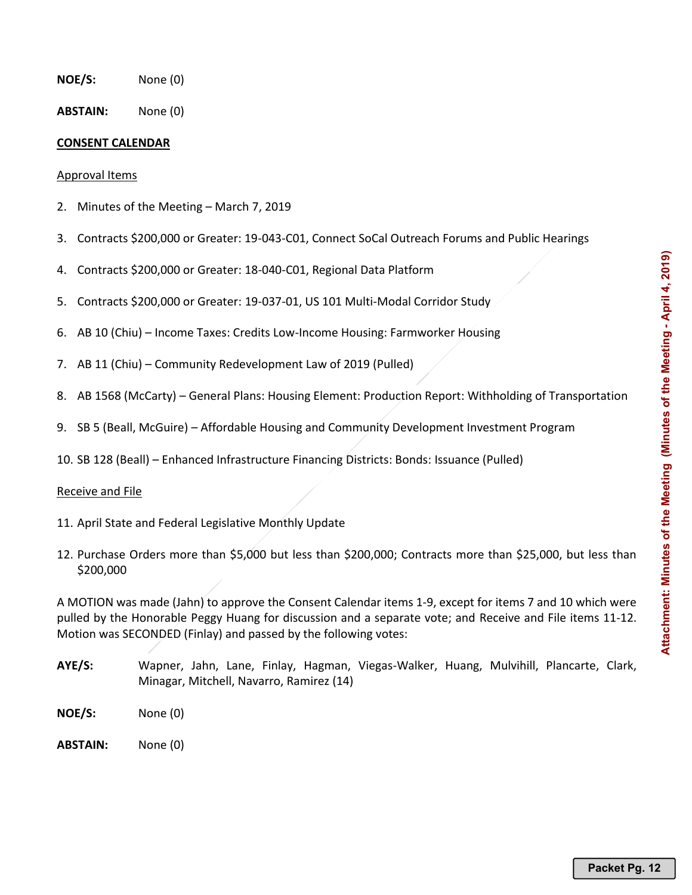**NOE/S:** None (0)

**ABSTAIN:** None (0)

**CONSENT CALENDAR**

Approval Items

2. Minutes of the Meeting – March 7, 2019
3. Contracts $200,000 or Greater: 19-043-C01, Connect SoCal Outreach Forums and Public Hearings
4. Contracts $200,000 or Greater: 18-040-C01, Regional Data Platform
5. Contracts $200,000 or Greater: 19-037-01, US 101 Multi-Modal Corridor Study
6. AB 10 (Chiu) – Income Taxes: Credits Low-Income Housing: Farmworker Housing
7. AB 11 (Chiu) – Community Redevelopment Law of 2019 (Pulled)
8. AB 1568 (McCarty) – General Plans: Housing Element: Production Report: Withholding of Transportation
9. SB 5 (Beall, McGuire) – Affordable Housing and Community Development Investment Program
10. SB 128 (Beall) – Enhanced Infrastructure Financing Districts: Bonds: Issuance (Pulled)

Receive and File

11. April State and Federal Legislative Monthly Update
12. Purchase Orders more than $5,000 but less than $200,000; Contracts more than $25,000, but less than $200,000

A MOTION was made (Jahn) to approve the Consent Calendar items 1-9, except for items 7 and 10 which were pulled by the Honorable Peggy Huang for discussion and a separate vote; and Receive and File items 11-12. Motion was SECONDED (Finlay) and passed by the following votes:

**AYE/S:** Wapner, Jahn, Lane, Finlay, Hagman, Viegas-Walker, Huang, Mulvihill, Plancarte, Clark, Minagar, Mitchell, Navarro, Ramirez (14)

**NOE/S:** None (0)

**ABSTAIN:** None (0)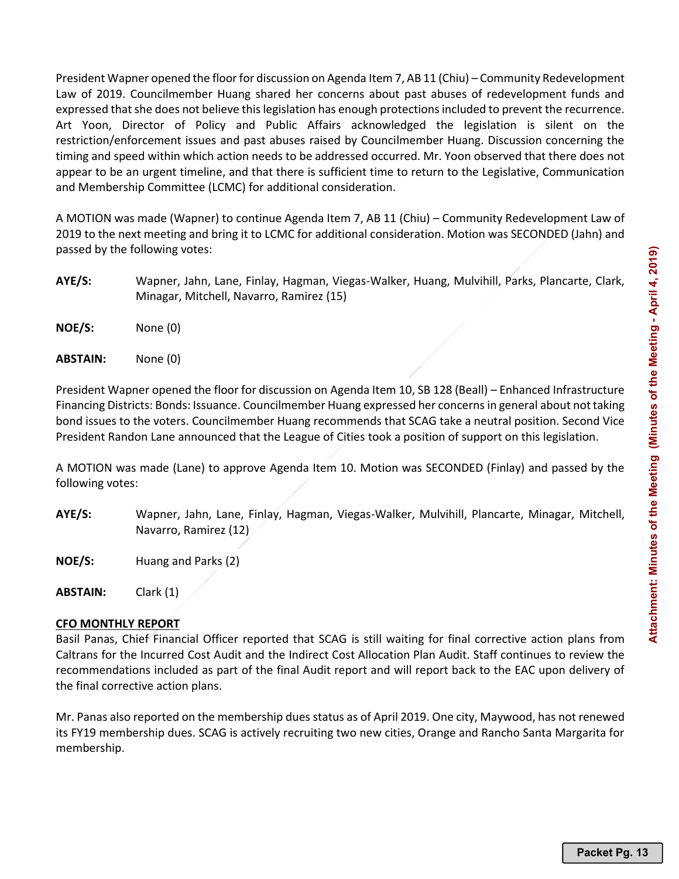President Wapner opened the floor for discussion on Agenda Item 7, AB 11 (Chiu) – Community Redevelopment Law of 2019. Councilmember Huang shared her concerns about past abuses of redevelopment funds and expressed that she does not believe this legislation has enough protections included to prevent the recurrence. Art Yoon, Director of Policy and Public Affairs acknowledged the legislation is silent on the restriction/enforcement issues and past abuses raised by Councilmember Huang. Discussion concerning the timing and speed within which action needs to be addressed occurred. Mr. Yoon observed that there does not appear to be an urgent timeline, and that there is sufficient time to return to the Legislative, Communication and Membership Committee (LCMC) for additional consideration.

A MOTION was made (Wapner) to continue Agenda Item 7, AB 11 (Chiu) – Community Redevelopment Law of 2019 to the next meeting and bring it to LCMC for additional consideration. Motion was SECONDED (Jahn) and passed by the following votes:

**AYE/S:** Wapner, Jahn, Lane, Finlay, Hagman, Viegas-Walker, Huang, Mulvihill, Parks, Plancarte, Clark, Minagar, Mitchell, Navarro, Ramirez (15)

**NOE/S:** None (0)

**ABSTAIN:** None (0)

President Wapner opened the floor for discussion on Agenda Item 10, SB 128 (Beall) – Enhanced Infrastructure Financing Districts: Bonds: Issuance. Councilmember Huang expressed her concerns in general about not taking bond issues to the voters. Councilmember Huang recommends that SCAG take a neutral position. Second Vice President Randon Lane announced that the League of Cities took a position of support on this legislation.

A MOTION was made (Lane) to approve Agenda Item 10. Motion was SECONDED (Finlay) and passed by the following votes:

**AYE/S:** Wapner, Jahn, Lane, Finlay, Hagman, Viegas-Walker, Mulvihill, Plancarte, Minagar, Mitchell, Navarro, Ramirez (12)

**NOE/S:** Huang and Parks (2)

**ABSTAIN:** Clark (1)

**CFO MONTHLY REPORT**

Basil Panas, Chief Financial Officer reported that SCAG is still waiting for final corrective action plans from Caltrans for the Incurred Cost Audit and the Indirect Cost Allocation Plan Audit. Staff continues to review the recommendations included as part of the final Audit report and will report back to the EAC upon delivery of the final corrective action plans.

Mr. Panas also reported on the membership dues status as of April 2019. One city, Maywood, has not renewed its FY19 membership dues. SCAG is actively recruiting two new cities, Orange and Rancho Santa Margarita for membership.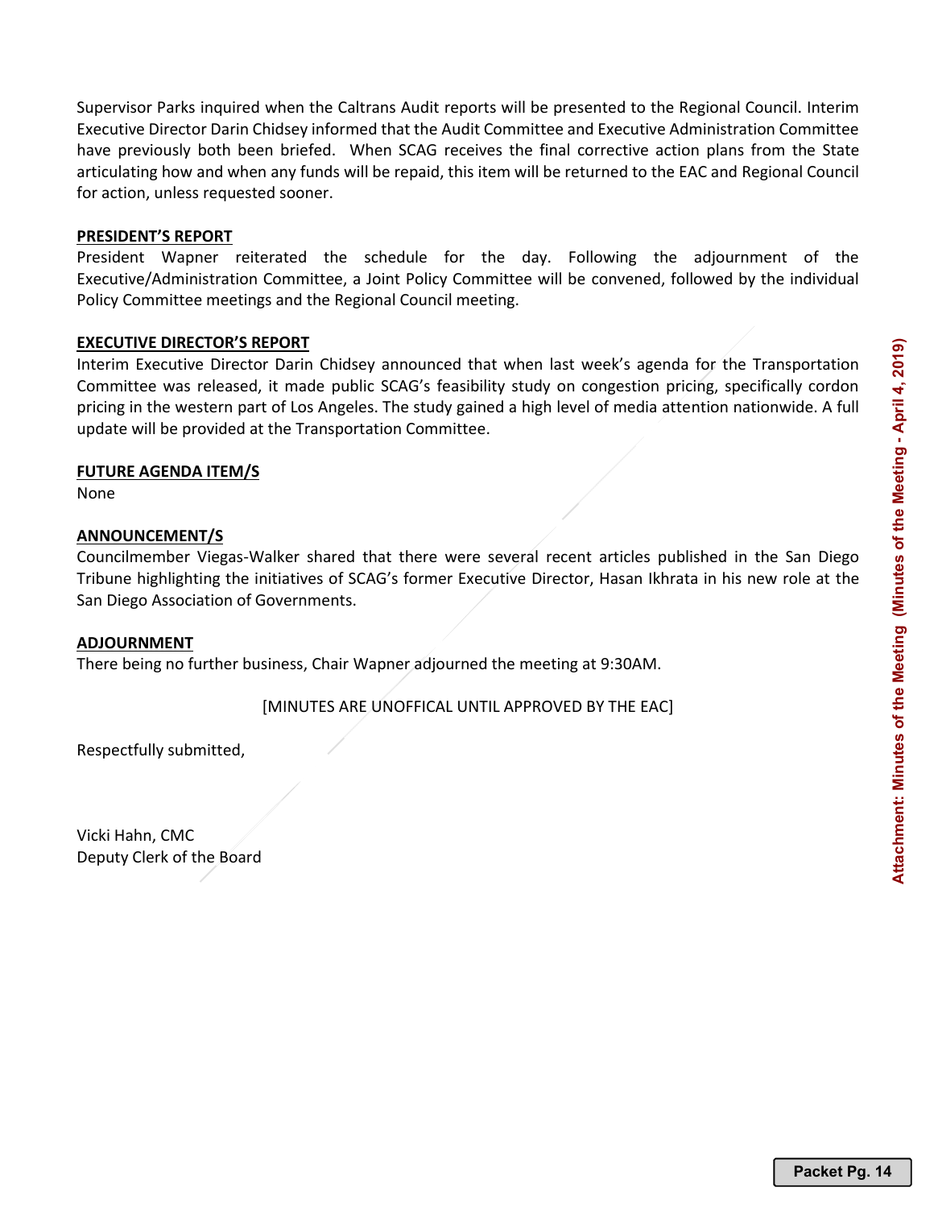Supervisor Parks inquired when the Caltrans Audit reports will be presented to the Regional Council. Interim Executive Director Darin Chidsey informed that the Audit Committee and Executive Administration Committee have previously both been briefed. When SCAG receives the final corrective action plans from the State articulating how and when any funds will be repaid, this item will be returned to the EAC and Regional Council for action, unless requested sooner.

**PRESIDENT'S REPORT**

President Wapner reiterated the schedule for the day. Following the adjournment of the Executive/Administration Committee, a Joint Policy Committee will be convened, followed by the individual Policy Committee meetings and the Regional Council meeting.

**EXECUTIVE DIRECTOR'S REPORT**

Interim Executive Director Darin Chidsey announced that when last week's agenda for the Transportation Committee was released, it made public SCAG's feasibility study on congestion pricing, specifically cordon pricing in the western part of Los Angeles. The study gained a high level of media attention nationwide. A full update will be provided at the Transportation Committee.

**FUTURE AGENDA ITEM/S**

None

**ANNOUNCEMENT/S**

Councilmember Viegas-Walker shared that there were several recent articles published in the San Diego Tribune highlighting the initiatives of SCAG's former Executive Director, Hasan Ikhrata in his new role at the San Diego Association of Governments.

**ADJOURNMENT**

There being no further business, Chair Wapner adjourned the meeting at 9:30AM.

[MINUTES ARE UNOFFICAL UNTIL APPROVED BY THE EAC]

Respectfully submitted,

Vicki Hahn, CMC
Deputy Clerk of the Board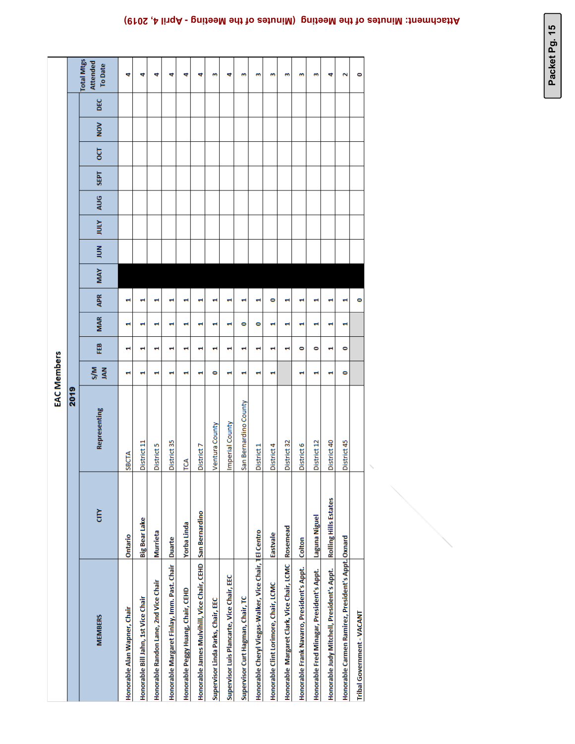# EAC Members

| MEMBERS | CITY | Representing | 2019 | | | | | | | | | | | | Total Mtgs Attended To Date |
|---|---|---|---|---|---|---|---|---|---|---|---|---|---|---|---|
| | | | S/M JAN | FEB | MAR | APR | MAY | JUN | JULY | AUG | SEPT | OCT | NOV | DEC | |
| Honorable Alan Wapner, Chair | Ontario | SBCTA | 1 | 1 | 1 | 1 | | | | | | | | | 4 |
| Honorable Bill Jahn, 1st Vice Chair | Big Bear Lake | District 11 | 1 | 1 | 1 | 1 | | | | | | | | | 4 |
| Honorable Randon Lane, 2nd Vice Chair | Murrieta | District 5 | 1 | 1 | 1 | 1 | | | | | | | | | 4 |
| Honorable Margaret Finlay, Imm. Past. Chair | Duarte | District 35 | 1 | 1 | 1 | 1 | | | | | | | | | 4 |
| Honorable Peggy Huang, Chair, CEHD | Yorba Linda | TCA | 1 | 1 | 1 | 1 | | | | | | | | | 4 |
| Honorable James Mulvihill, Vice Chair, CEHD | San Bernardino | District 7 | 1 | 1 | 1 | 1 | | | | | | | | | 4 |
| Supervisor Linda Parks, Chair, EEC | | Ventura County | 0 | 1 | 1 | 1 | | | | | | | | | 3 |
| Supervisor Luis Plancarte, Vice Chair, EEC | | Imperial County | 1 | 1 | 1 | 1 | | | | | | | | | 4 |
| Supervisor Curt Hagman, Chair, TC | | San Bernardino County | 1 | 1 | 0 | 1 | | | | | | | | | 3 |
| Honorable Cheryl Viegas-Walker, Vice Chair, TC | El Centro | District 1 | 1 | 1 | 0 | 1 | | | | | | | | | 3 |
| Honorable Clint Lorimore, Chair, LCMC | Eastvale | District 4 | 1 | 1 | 1 | 0 | | | | | | | | | 3 |
| Honorable Margaret Clark, Vice Chair, LCMC | Rosemead | District 32 | | 1 | 1 | 1 | | | | | | | | | 3 |
| Honorable Frank Navarro, President's Appt. | Colton | District 6 | 1 | 0 | 1 | 1 | | | | | | | | | 3 |
| Honorable Fred Minagar, President's Appt. | Laguna Niguel | District 12 | 1 | 0 | 1 | 1 | | | | | | | | | 3 |
| Honorable Judy Mitchell, President's Appt. | Rolling Hills Estates | District 40 | 1 | 1 | 1 | 1 | | | | | | | | | 4 |
| Honorable Carmen Ramirez, President's Appt. | Oxnard | District 45 | 0 | 0 | 1 | 1 | | | | | | | | | 2 |
| Tribal Government - VACANT | | | | | | 0 | | | | | | | | | 0 |